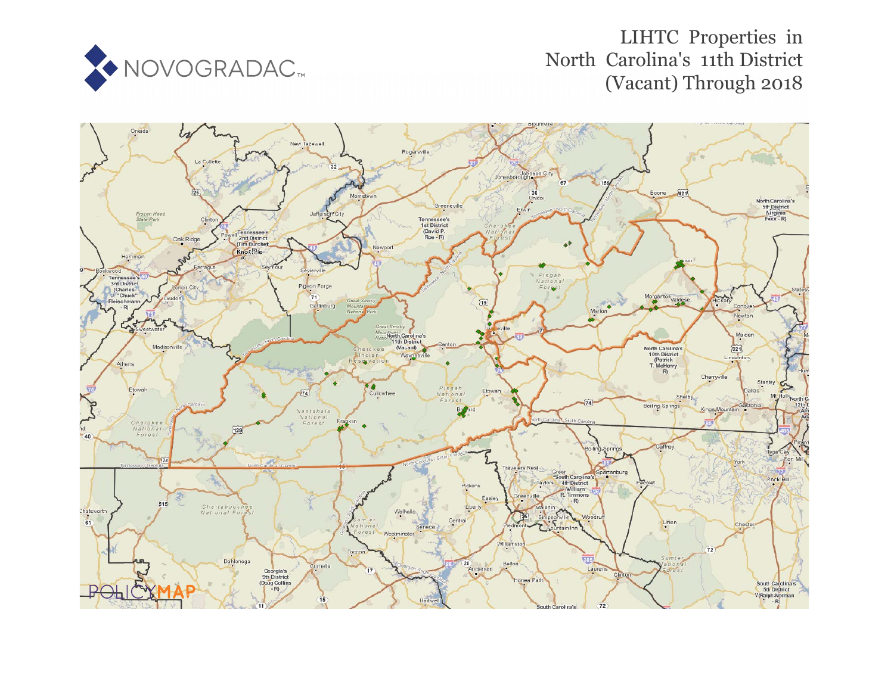NOVOGRADAC

# LIHTC Properties in North Carolina's 11th District (Vacant) Through 2018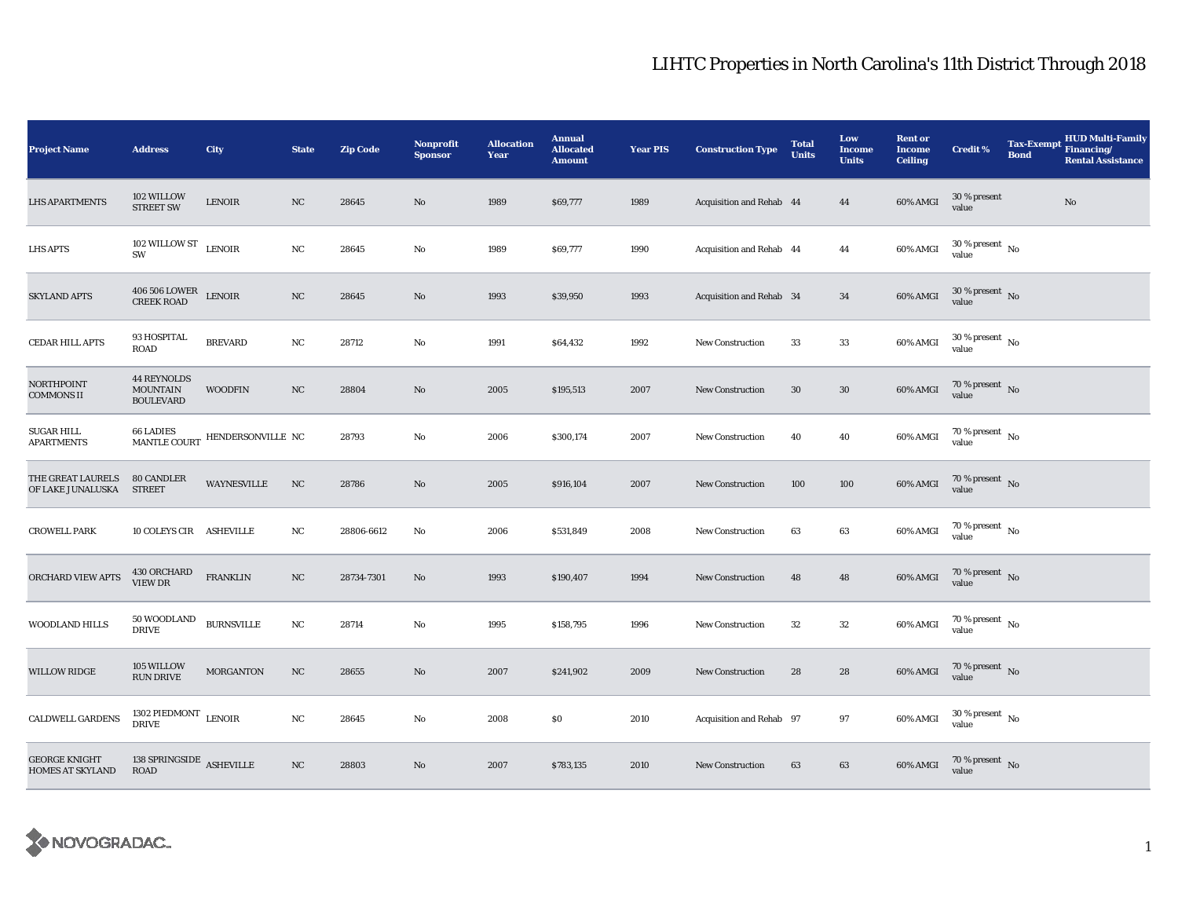# LIHTC Properties in North Carolina's 11th District Through 2018

| Project Name | Address | City | State | Zip Code | Nonprofit Sponsor | Allocation Year | Annual Allocated Amount | Year PIS | Construction Type | Total Units | Low Income Units | Rent or Income Ceiling | Credit % | Tax-Exempt Bond | HUD Multi-Family Financing/ Rental Assistance |
|---|---|---|---|---|---|---|---|---|---|---|---|---|---|---|---|
| LHS APARTMENTS | 102 WILLOW STREET SW | LENOIR | NC | 28645 | No | 1989 | $69,777 | 1989 | Acquisition and Rehab | 44 | 44 | 60% AMGI | 30 % present value | | No |
| LHS APTS | 102 WILLOW ST SW | LENOIR | NC | 28645 | No | 1989 | $69,777 | 1990 | Acquisition and Rehab | 44 | 44 | 60% AMGI | 30 % present value | No | |
| SKYLAND APTS | 406 506 LOWER CREEK ROAD | LENOIR | NC | 28645 | No | 1993 | $39,950 | 1993 | Acquisition and Rehab | 34 | 34 | 60% AMGI | 30 % present value | No | |
| CEDAR HILL APTS | 93 HOSPITAL ROAD | BREVARD | NC | 28712 | No | 1991 | $64,432 | 1992 | New Construction | 33 | 33 | 60% AMGI | 30 % present value | No | |
| NORTHPOINT COMMONS II | 44 REYNOLDS MOUNTAIN BOULEVARD | WOODFIN | NC | 28804 | No | 2005 | $195,513 | 2007 | New Construction | 30 | 30 | 60% AMGI | 70 % present value | No | |
| SUGAR HILL APARTMENTS | 66 LADIES MANTLE COURT | HENDERSONVILLE | NC | 28793 | No | 2006 | $300,174 | 2007 | New Construction | 40 | 40 | 60% AMGI | 70 % present value | No | |
| THE GREAT LAURELS OF LAKE JUNALUSKA | 80 CANDLER STREET | WAYNESVILLE | NC | 28786 | No | 2005 | $916,104 | 2007 | New Construction | 100 | 100 | 60% AMGI | 70 % present value | No | |
| CROWELL PARK | 10 COLEYS CIR | ASHEVILLE | NC | 28806-6612 | No | 2006 | $531,849 | 2008 | New Construction | 63 | 63 | 60% AMGI | 70 % present value | No | |
| ORCHARD VIEW APTS | 430 ORCHARD VIEW DR | FRANKLIN | NC | 28734-7301 | No | 1993 | $190,407 | 1994 | New Construction | 48 | 48 | 60% AMGI | 70 % present value | No | |
| WOODLAND HILLS | 50 WOODLAND DRIVE | BURNSVILLE | NC | 28714 | No | 1995 | $158,795 | 1996 | New Construction | 32 | 32 | 60% AMGI | 70 % present value | No | |
| WILLOW RIDGE | 105 WILLOW RUN DRIVE | MORGANTON | NC | 28655 | No | 2007 | $241,902 | 2009 | New Construction | 28 | 28 | 60% AMGI | 70 % present value | No | |
| CALDWELL GARDENS | 1302 PIEDMONT DRIVE | LENOIR | NC | 28645 | No | 2008 | $0 | 2010 | Acquisition and Rehab | 97 | 97 | 60% AMGI | 30 % present value | No | |
| GEORGE KNIGHT HOMES AT SKYLAND | 138 SPRINGSIDE ROAD | ASHEVILLE | NC | 28803 | No | 2007 | $783,135 | 2010 | New Construction | 63 | 63 | 60% AMGI | 70 % present value | No | |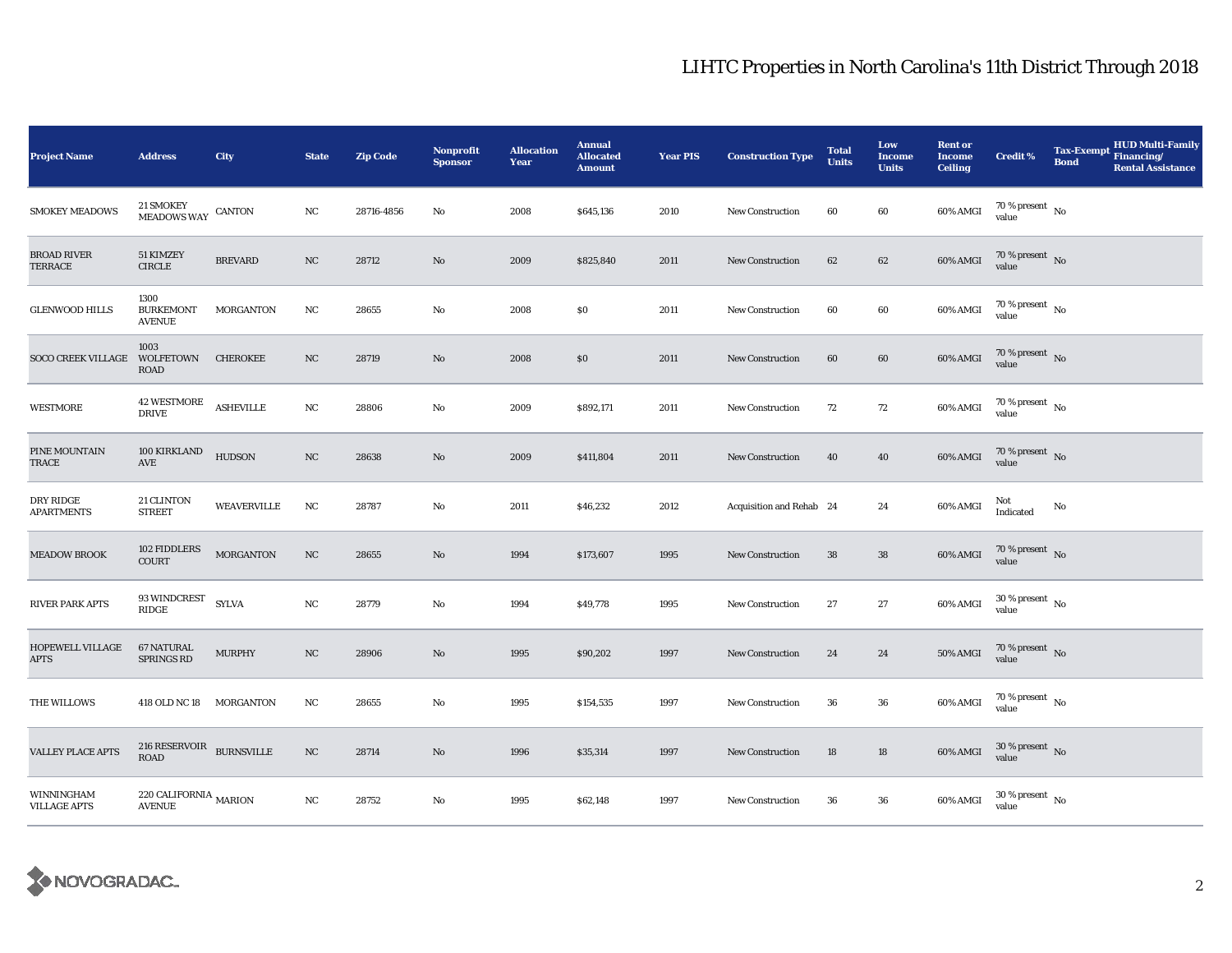# LIHTC Properties in North Carolina's 11th District Through 2018

| Project Name | Address | City | State | Zip Code | Nonprofit Sponsor | Allocation Year | Annual Allocated Amount | Year PIS | Construction Type | Total Units | Low Income Units | Rent or Income Ceiling | Credit % | Tax-Exempt Bond | HUD Multi-Family Financing/ Rental Assistance |
|---|---|---|---|---|---|---|---|---|---|---|---|---|---|---|---|
| SMOKEY MEADOWS | 21 SMOKEY MEADOWS WAY | CANTON | NC | 28716-4856 | No | 2008 | $645,136 | 2010 | New Construction | 60 | 60 | 60% AMGI | 70 % present value | No | |
| BROAD RIVER TERRACE | 51 KIMZEY CIRCLE | BREVARD | NC | 28712 | No | 2009 | $825,840 | 2011 | New Construction | 62 | 62 | 60% AMGI | 70 % present value | No | |
| GLENWOOD HILLS | 1300 BURKEMONT AVENUE | MORGANTON | NC | 28655 | No | 2008 | $0 | 2011 | New Construction | 60 | 60 | 60% AMGI | 70 % present value | No | |
| SOCO CREEK VILLAGE | 1003 WOLFETOWN ROAD | CHEROKEE | NC | 28719 | No | 2008 | $0 | 2011 | New Construction | 60 | 60 | 60% AMGI | 70 % present value | No | |
| WESTMORE | 42 WESTMORE DRIVE | ASHEVILLE | NC | 28806 | No | 2009 | $892,171 | 2011 | New Construction | 72 | 72 | 60% AMGI | 70 % present value | No | |
| PINE MOUNTAIN TRACE | 100 KIRKLAND AVE | HUDSON | NC | 28638 | No | 2009 | $411,804 | 2011 | New Construction | 40 | 40 | 60% AMGI | 70 % present value | No | |
| DRY RIDGE APARTMENTS | 21 CLINTON STREET | WEAVERVILLE | NC | 28787 | No | 2011 | $46,232 | 2012 | Acquisition and Rehab | 24 | 24 | 60% AMGI | Not Indicated | No | |
| MEADOW BROOK | 102 FIDDLERS COURT | MORGANTON | NC | 28655 | No | 1994 | $173,607 | 1995 | New Construction | 38 | 38 | 60% AMGI | 70 % present value | No | |
| RIVER PARK APTS | 93 WINDCREST RIDGE | SYLVA | NC | 28779 | No | 1994 | $49,778 | 1995 | New Construction | 27 | 27 | 60% AMGI | 30 % present value | No | |
| HOPEWELL VILLAGE APTS | 67 NATURAL SPRINGS RD | MURPHY | NC | 28906 | No | 1995 | $90,202 | 1997 | New Construction | 24 | 24 | 50% AMGI | 70 % present value | No | |
| THE WILLOWS | 418 OLD NC 18 | MORGANTON | NC | 28655 | No | 1995 | $154,535 | 1997 | New Construction | 36 | 36 | 60% AMGI | 70 % present value | No | |
| VALLEY PLACE APTS | 216 RESERVOIR ROAD | BURNSVILLE | NC | 28714 | No | 1996 | $35,314 | 1997 | New Construction | 18 | 18 | 60% AMGI | 30 % present value | No | |
| WINNINGHAM VILLAGE APTS | 220 CALIFORNIA AVENUE | MARION | NC | 28752 | No | 1995 | $62,148 | 1997 | New Construction | 36 | 36 | 60% AMGI | 30 % present value | No | |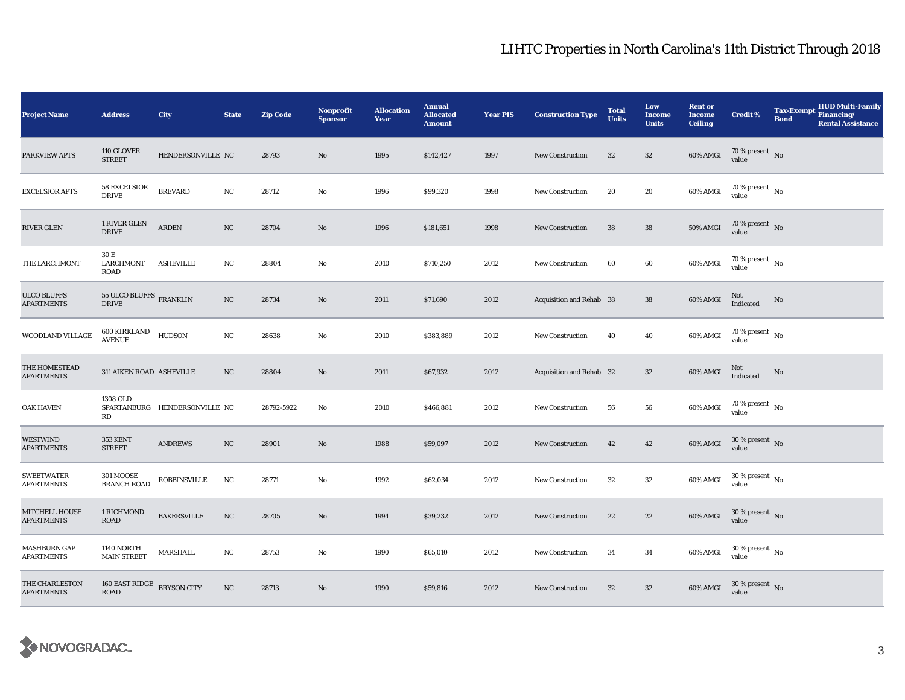# LIHTC Properties in North Carolina's 11th District Through 2018

| Project Name | Address | City | State | Zip Code | Nonprofit Sponsor | Allocation Year | Annual Allocated Amount | Year PIS | Construction Type | Total Units | Low Income Units | Rent or Income Ceiling | Credit % | Tax-Exempt Bond | HUD Multi-Family Financing/ Rental Assistance |
|---|---|---|---|---|---|---|---|---|---|---|---|---|---|---|---|
| PARKVIEW APTS | 110 GLOVER STREET | HENDERSONVILLE | NC | 28793 | No | 1995 | $142,427 | 1997 | New Construction | 32 | 32 | 60% AMGI | 70 % present value | No | |
| EXCELSIOR APTS | 58 EXCELSIOR DRIVE | BREVARD | NC | 28712 | No | 1996 | $99,320 | 1998 | New Construction | 20 | 20 | 60% AMGI | 70 % present value | No | |
| RIVER GLEN | 1 RIVER GLEN DRIVE | ARDEN | NC | 28704 | No | 1996 | $181,651 | 1998 | New Construction | 38 | 38 | 50% AMGI | 70 % present value | No | |
| THE LARCHMONT | 30 E LARCHMONT ROAD | ASHEVILLE | NC | 28804 | No | 2010 | $710,250 | 2012 | New Construction | 60 | 60 | 60% AMGI | 70 % present value | No | |
| ULCO BLUFFS APARTMENTS | 55 ULCO BLUFFS DRIVE | FRANKLIN | NC | 28734 | No | 2011 | $71,690 | 2012 | Acquisition and Rehab | 38 | 38 | 60% AMGI | Not Indicated | No | |
| WOODLAND VILLAGE | 600 KIRKLAND AVENUE | HUDSON | NC | 28638 | No | 2010 | $383,889 | 2012 | New Construction | 40 | 40 | 60% AMGI | 70 % present value | No | |
| THE HOMESTEAD APARTMENTS | 311 AIKEN ROAD | ASHEVILLE | NC | 28804 | No | 2011 | $67,932 | 2012 | Acquisition and Rehab | 32 | 32 | 60% AMGI | Not Indicated | No | |
| OAK HAVEN | 1308 OLD SPARTANBURG RD | HENDERSONVILLE | NC | 28792-5922 | No | 2010 | $466,881 | 2012 | New Construction | 56 | 56 | 60% AMGI | 70 % present value | No | |
| WESTWIND APARTMENTS | 353 KENT STREET | ANDREWS | NC | 28901 | No | 1988 | $59,097 | 2012 | New Construction | 42 | 42 | 60% AMGI | 30 % present value | No | |
| SWEETWATER APARTMENTS | 301 MOOSE BRANCH ROAD | ROBBINSVILLE | NC | 28771 | No | 1992 | $62,034 | 2012 | New Construction | 32 | 32 | 60% AMGI | 30 % present value | No | |
| MITCHELL HOUSE APARTMENTS | 1 RICHMOND ROAD | BAKERSVILLE | NC | 28705 | No | 1994 | $39,232 | 2012 | New Construction | 22 | 22 | 60% AMGI | 30 % present value | No | |
| MASHBURN GAP APARTMENTS | 1140 NORTH MAIN STREET | MARSHALL | NC | 28753 | No | 1990 | $65,010 | 2012 | New Construction | 34 | 34 | 60% AMGI | 30 % present value | No | |
| THE CHARLESTON APARTMENTS | 160 EAST RIDGE ROAD | BRYSON CITY | NC | 28713 | No | 1990 | $59,816 | 2012 | New Construction | 32 | 32 | 60% AMGI | 30 % present value | No | |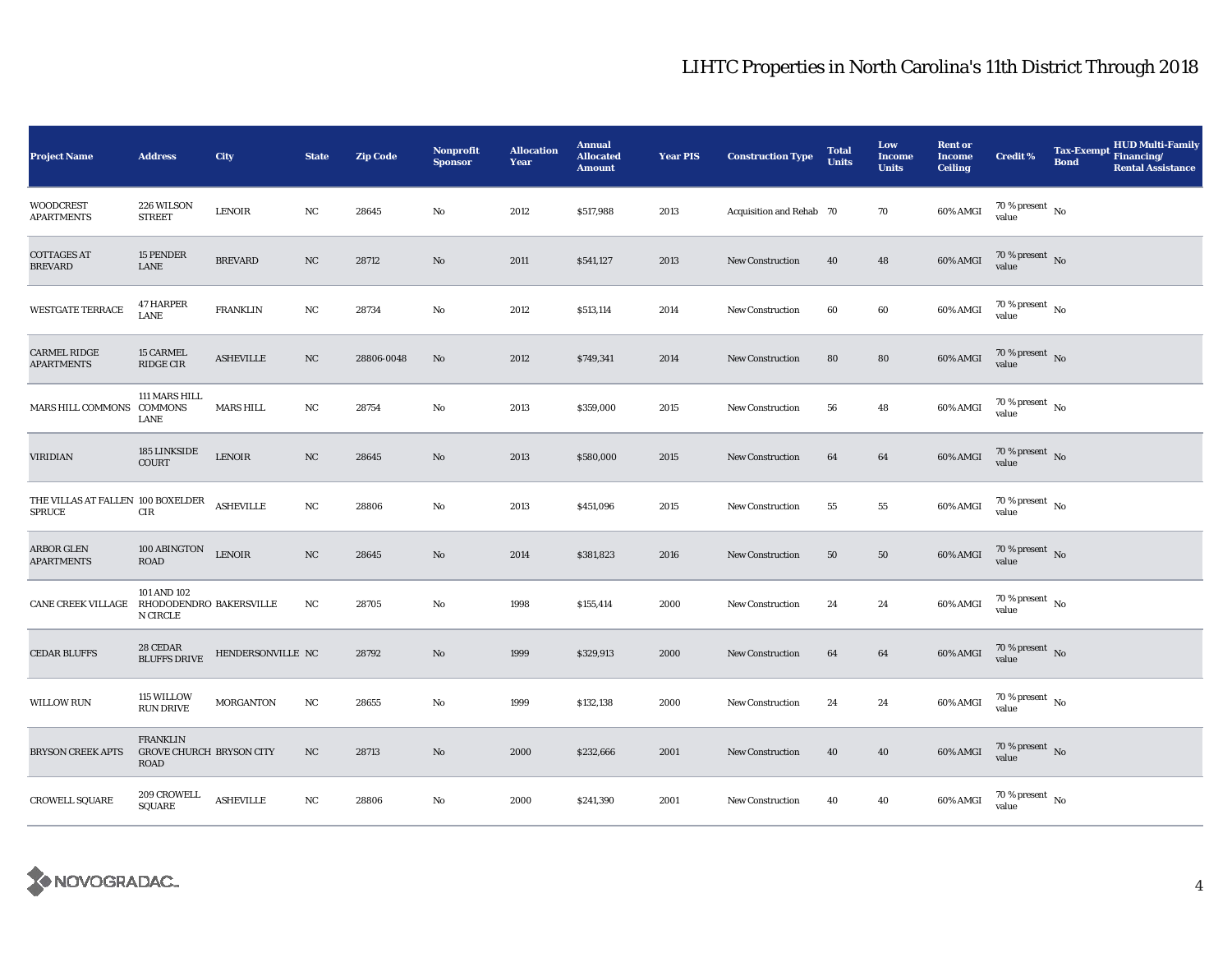# LIHTC Properties in North Carolina's 11th District Through 2018

| Project Name | Address | City | State | Zip Code | Nonprofit Sponsor | Allocation Year | Annual Allocated Amount | Year PIS | Construction Type | Total Units | Low Income Units | Rent or Income Ceiling | Credit % | Tax-Exempt Bond | HUD Multi-Family Financing/ Rental Assistance |
|---|---|---|---|---|---|---|---|---|---|---|---|---|---|---|---|
| WOODCREST APARTMENTS | 226 WILSON STREET | LENOIR | NC | 28645 | No | 2012 | $517,988 | 2013 | Acquisition and Rehab | 70 | 70 | 60% AMGI | 70 % present value | No | |
| COTTAGES AT BREVARD | 15 PENDER LANE | BREVARD | NC | 28712 | No | 2011 | $541,127 | 2013 | New Construction | 40 | 48 | 60% AMGI | 70 % present value | No | |
| WESTGATE TERRACE | 47 HARPER LANE | FRANKLIN | NC | 28734 | No | 2012 | $513,114 | 2014 | New Construction | 60 | 60 | 60% AMGI | 70 % present value | No | |
| CARMEL RIDGE APARTMENTS | 15 CARMEL RIDGE CIR | ASHEVILLE | NC | 28806-0048 | No | 2012 | $749,341 | 2014 | New Construction | 80 | 80 | 60% AMGI | 70 % present value | No | |
| MARS HILL COMMONS | 111 MARS HILL COMMONS LANE | MARS HILL | NC | 28754 | No | 2013 | $359,000 | 2015 | New Construction | 56 | 48 | 60% AMGI | 70 % present value | No | |
| VIRIDIAN | 185 LINKSIDE COURT | LENOIR | NC | 28645 | No | 2013 | $580,000 | 2015 | New Construction | 64 | 64 | 60% AMGI | 70 % present value | No | |
| THE VILLAS AT FALLEN SPRUCE | 100 BOXELDER CIR | ASHEVILLE | NC | 28806 | No | 2013 | $451,096 | 2015 | New Construction | 55 | 55 | 60% AMGI | 70 % present value | No | |
| ARBOR GLEN APARTMENTS | 100 ABINGTON ROAD | LENOIR | NC | 28645 | No | 2014 | $381,823 | 2016 | New Construction | 50 | 50 | 60% AMGI | 70 % present value | No | |
| CANE CREEK VILLAGE | 101 AND 102 RHODODENDRON CIRCLE | BAKERSVILLE | NC | 28705 | No | 1998 | $155,414 | 2000 | New Construction | 24 | 24 | 60% AMGI | 70 % present value | No | |
| CEDAR BLUFFS | 28 CEDAR BLUFFS DRIVE | HENDERSONVILLE | NC | 28792 | No | 1999 | $329,913 | 2000 | New Construction | 64 | 64 | 60% AMGI | 70 % present value | No | |
| WILLOW RUN | 115 WILLOW RUN DRIVE | MORGANTON | NC | 28655 | No | 1999 | $132,138 | 2000 | New Construction | 24 | 24 | 60% AMGI | 70 % present value | No | |
| BRYSON CREEK APTS | FRANKLIN GROVE CHURCH ROAD | BRYSON CITY | NC | 28713 | No | 2000 | $232,666 | 2001 | New Construction | 40 | 40 | 60% AMGI | 70 % present value | No | |
| CROWELL SQUARE | 209 CROWELL SQUARE | ASHEVILLE | NC | 28806 | No | 2000 | $241,390 | 2001 | New Construction | 40 | 40 | 60% AMGI | 70 % present value | No | |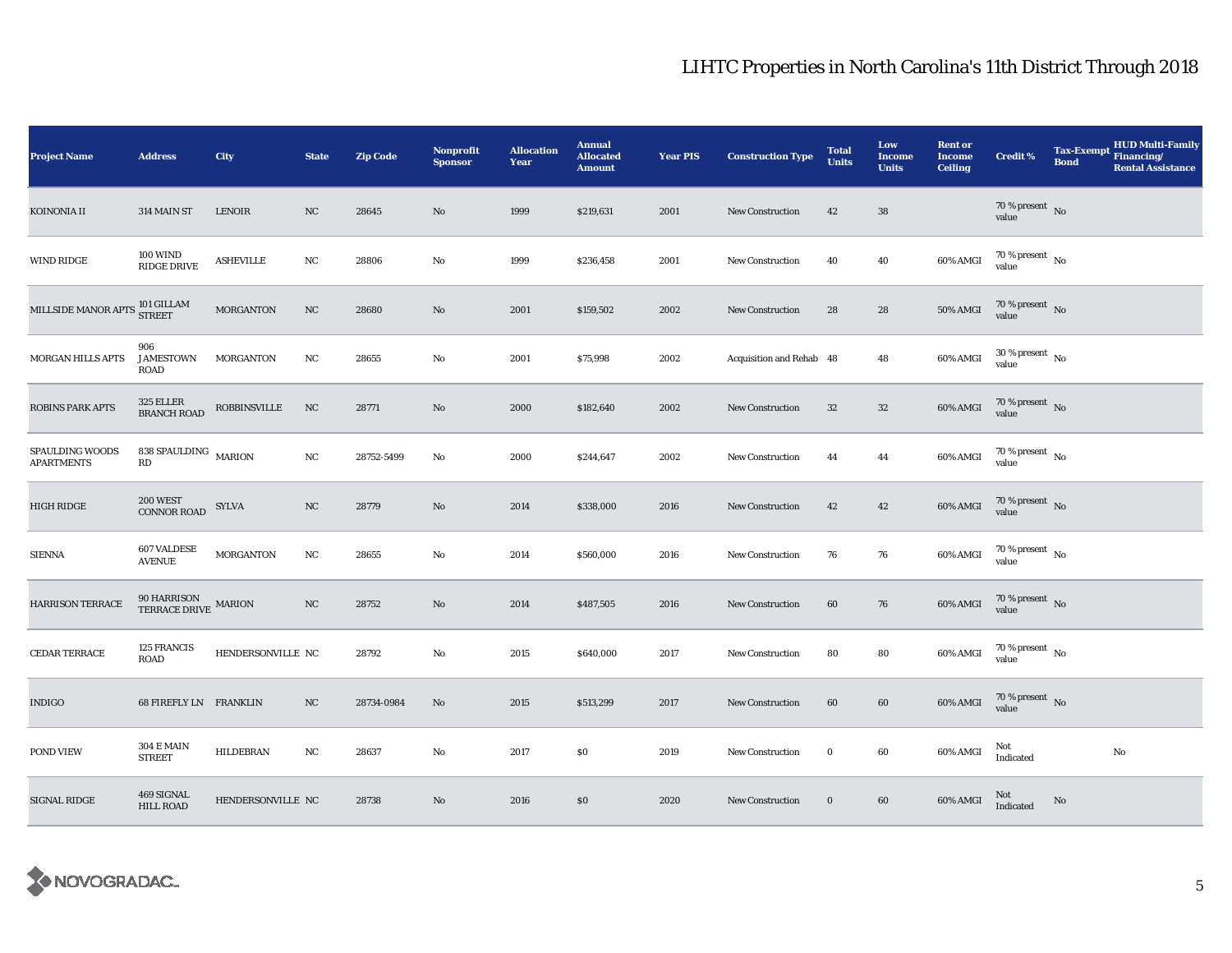# LIHTC Properties in North Carolina's 11th District Through 2018

| Project Name | Address | City | State | Zip Code | Nonprofit Sponsor | Allocation Year | Annual Allocated Amount | Year PIS | Construction Type | Total Units | Low Income Units | Rent or Income Ceiling | Credit % | Tax-Exempt Bond | HUD Multi-Family Financing/ Rental Assistance |
|---|---|---|---|---|---|---|---|---|---|---|---|---|---|---|---|
| KOINONIA II | 314 MAIN ST | LENOIR | NC | 28645 | No | 1999 | $219,631 | 2001 | New Construction | 42 | 38 | | 70 % present value | No | |
| WIND RIDGE | 100 WIND RIDGE DRIVE | ASHEVILLE | NC | 28806 | No | 1999 | $236,458 | 2001 | New Construction | 40 | 40 | 60% AMGI | 70 % present value | No | |
| MILLSIDE MANOR APTS | 101 GILLAM STREET | MORGANTON | NC | 28680 | No | 2001 | $159,502 | 2002 | New Construction | 28 | 28 | 50% AMGI | 70 % present value | No | |
| MORGAN HILLS APTS | 906 JAMESTOWN ROAD | MORGANTON | NC | 28655 | No | 2001 | $75,998 | 2002 | Acquisition and Rehab | 48 | 48 | 60% AMGI | 30 % present value | No | |
| ROBINS PARK APTS | 325 ELLER BRANCH ROAD | ROBBINSVILLE | NC | 28771 | No | 2000 | $182,640 | 2002 | New Construction | 32 | 32 | 60% AMGI | 70 % present value | No | |
| SPAULDING WOODS APARTMENTS | 838 SPAULDING RD | MARION | NC | 28752-5499 | No | 2000 | $244,647 | 2002 | New Construction | 44 | 44 | 60% AMGI | 70 % present value | No | |
| HIGH RIDGE | 200 WEST CONNOR ROAD | SYLVA | NC | 28779 | No | 2014 | $338,000 | 2016 | New Construction | 42 | 42 | 60% AMGI | 70 % present value | No | |
| SIENNA | 607 VALDESE AVENUE | MORGANTON | NC | 28655 | No | 2014 | $560,000 | 2016 | New Construction | 76 | 76 | 60% AMGI | 70 % present value | No | |
| HARRISON TERRACE | 90 HARRISON TERRACE DRIVE | MARION | NC | 28752 | No | 2014 | $487,505 | 2016 | New Construction | 60 | 76 | 60% AMGI | 70 % present value | No | |
| CEDAR TERRACE | 125 FRANCIS ROAD | HENDERSONVILLE | NC | 28792 | No | 2015 | $640,000 | 2017 | New Construction | 80 | 80 | 60% AMGI | 70 % present value | No | |
| INDIGO | 68 FIREFLY LN | FRANKLIN | NC | 28734-0984 | No | 2015 | $513,299 | 2017 | New Construction | 60 | 60 | 60% AMGI | 70 % present value | No | |
| POND VIEW | 304 E MAIN STREET | HILDEBRAN | NC | 28637 | No | 2017 | $0 | 2019 | New Construction | 0 | 60 | 60% AMGI | Not Indicated | | No |
| SIGNAL RIDGE | 469 SIGNAL HILL ROAD | HENDERSONVILLE | NC | 28738 | No | 2016 | $0 | 2020 | New Construction | 0 | 60 | 60% AMGI | Not Indicated | No | |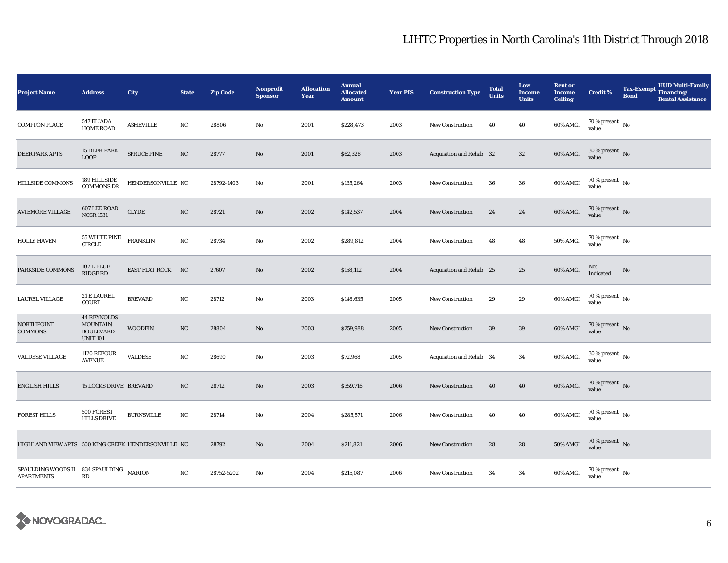# LIHTC Properties in North Carolina's 11th District Through 2018

| Project Name | Address | City | State | Zip Code | Nonprofit Sponsor | Allocation Year | Annual Allocated Amount | Year PIS | Construction Type | Total Units | Low Income Units | Rent or Income Ceiling | Credit % | Tax-Exempt Bond | HUD Multi-Family Financing/ Rental Assistance |
|---|---|---|---|---|---|---|---|---|---|---|---|---|---|---|---|
| COMPTON PLACE | 547 ELIADA HOME ROAD | ASHEVILLE | NC | 28806 | No | 2001 | $228,473 | 2003 | New Construction | 40 | 40 | 60% AMGI | 70 % present value | No | |
| DEER PARK APTS | 15 DEER PARK LOOP | SPRUCE PINE | NC | 28777 | No | 2001 | $62,328 | 2003 | Acquisition and Rehab | 32 | 32 | 60% AMGI | 30 % present value | No | |
| HILLSIDE COMMONS | 189 HILLSIDE COMMONS DR | HENDERSONVILLE | NC | 28792-1403 | No | 2001 | $135,264 | 2003 | New Construction | 36 | 36 | 60% AMGI | 70 % present value | No | |
| AVIEMORE VILLAGE | 607 LEE ROAD NCSR 1531 | CLYDE | NC | 28721 | No | 2002 | $142,537 | 2004 | New Construction | 24 | 24 | 60% AMGI | 70 % present value | No | |
| HOLLY HAVEN | 55 WHITE PINE CIRCLE | FRANKLIN | NC | 28734 | No | 2002 | $289,812 | 2004 | New Construction | 48 | 48 | 50% AMGI | 70 % present value | No | |
| PARKSIDE COMMONS | 107 E BLUE RIDGE RD | EAST FLAT ROCK | NC | 27607 | No | 2002 | $158,112 | 2004 | Acquisition and Rehab | 25 | 25 | 60% AMGI | Not Indicated | No | |
| LAUREL VILLAGE | 21 E LAUREL COURT | BREVARD | NC | 28712 | No | 2003 | $148,635 | 2005 | New Construction | 29 | 29 | 60% AMGI | 70 % present value | No | |
| NORTHPOINT COMMONS | 44 REYNOLDS MOUNTAIN BOULEVARD UNIT 101 | WOODFIN | NC | 28804 | No | 2003 | $259,988 | 2005 | New Construction | 39 | 39 | 60% AMGI | 70 % present value | No | |
| VALDESE VILLAGE | 1120 REFOUR AVENUE | VALDESE | NC | 28690 | No | 2003 | $72,968 | 2005 | Acquisition and Rehab | 34 | 34 | 60% AMGI | 30 % present value | No | |
| ENGLISH HILLS | 15 LOCKS DRIVE | BREVARD | NC | 28712 | No | 2003 | $359,716 | 2006 | New Construction | 40 | 40 | 60% AMGI | 70 % present value | No | |
| FOREST HILLS | 500 FOREST HILLS DRIVE | BURNSVILLE | NC | 28714 | No | 2004 | $285,571 | 2006 | New Construction | 40 | 40 | 60% AMGI | 70 % present value | No | |
| HIGHLAND VIEW APTS | 500 KING CREEK | HENDERSONVILLE | NC | 28792 | No | 2004 | $211,821 | 2006 | New Construction | 28 | 28 | 50% AMGI | 70 % present value | No | |
| SPAULDING WOODS II APARTMENTS | 834 SPAULDING RD | MARION | NC | 28752-5202 | No | 2004 | $215,087 | 2006 | New Construction | 34 | 34 | 60% AMGI | 70 % present value | No | |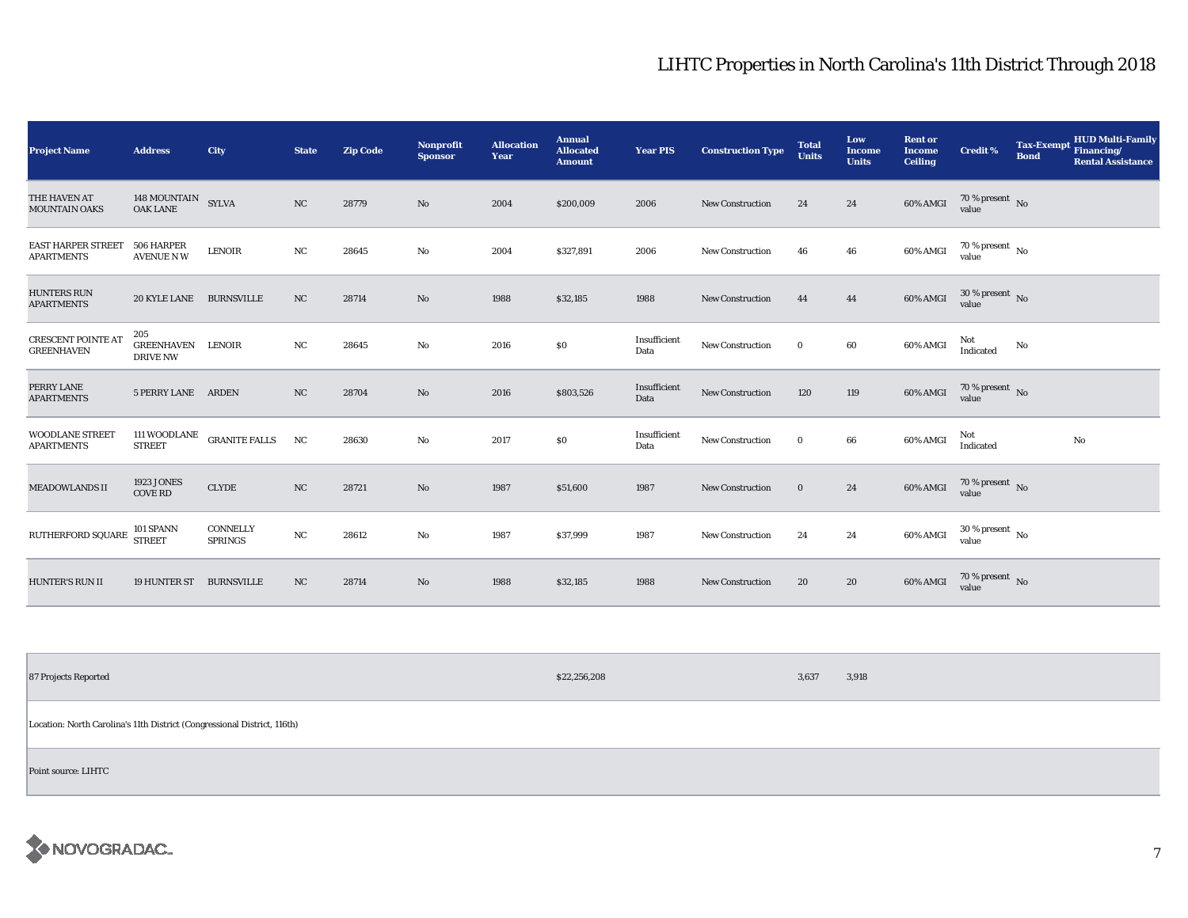# LIHTC Properties in North Carolina's 11th District Through 2018

| Project Name | Address | City | State | Zip Code | Nonprofit Sponsor | Allocation Year | Annual Allocated Amount | Year PIS | Construction Type | Total Units | Low Income Units | Rent or Income Ceiling | Credit % | Tax-Exempt Bond | HUD Multi-Family Financing/ Rental Assistance |
|---|---|---|---|---|---|---|---|---|---|---|---|---|---|---|---|
| THE HAVEN AT MOUNTAIN OAKS | 148 MOUNTAIN OAK LANE | SYLVA | NC | 28779 | No | 2004 | $200,009 | 2006 | New Construction | 24 | 24 | 60% AMGI | 70 % present value | No | |
| EAST HARPER STREET APARTMENTS | 506 HARPER AVENUE N W | LENOIR | NC | 28645 | No | 2004 | $327,891 | 2006 | New Construction | 46 | 46 | 60% AMGI | 70 % present value | No | |
| HUNTERS RUN APARTMENTS | 20 KYLE LANE | BURNSVILLE | NC | 28714 | No | 1988 | $32,185 | 1988 | New Construction | 44 | 44 | 60% AMGI | 30 % present value | No | |
| CRESCENT POINTE AT GREENHAVEN | 205 GREENHAVEN DRIVE NW | LENOIR | NC | 28645 | No | 2016 | $0 | Insufficient Data | New Construction | 0 | 60 | 60% AMGI | Not Indicated | No | |
| PERRY LANE APARTMENTS | 5 PERRY LANE | ARDEN | NC | 28704 | No | 2016 | $803,526 | Insufficient Data | New Construction | 120 | 119 | 60% AMGI | 70 % present value | No | |
| WOODLANE STREET APARTMENTS | 111 WOODLANE STREET | GRANITE FALLS | NC | 28630 | No | 2017 | $0 | Insufficient Data | New Construction | 0 | 66 | 60% AMGI | Not Indicated | | No |
| MEADOWLANDS II | 1923 JONES COVE RD | CLYDE | NC | 28721 | No | 1987 | $51,600 | 1987 | New Construction | 0 | 24 | 60% AMGI | 70 % present value | No | |
| RUTHERFORD SQUARE | 101 SPANN STREET | CONNELLY SPRINGS | NC | 28612 | No | 1987 | $37,999 | 1987 | New Construction | 24 | 24 | 60% AMGI | 30 % present value | No | |
| HUNTER'S RUN II | 19 HUNTER ST | BURNSVILLE | NC | 28714 | No | 1988 | $32,185 | 1988 | New Construction | 20 | 20 | 60% AMGI | 70 % present value | No | |

| 87 Projects Reported | $22,256,208 | 3,637 | 3,918 |
|---|---|---|---|

Location: North Carolina's 11th District (Congressional District, 116th)

Point source: LIHTC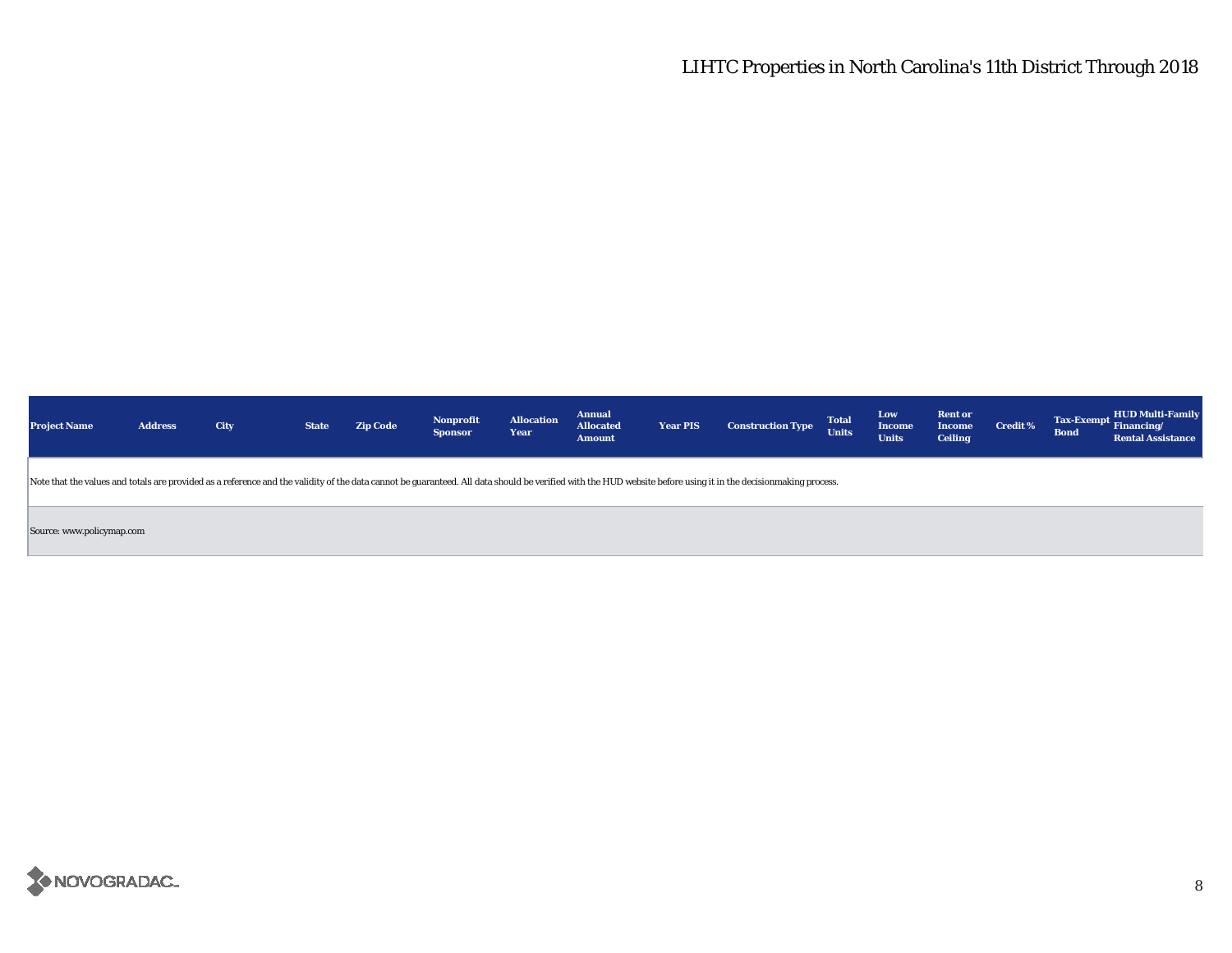# LIHTC Properties in North Carolina's 11th District Through 2018

| Project Name | Address | City | State | Zip Code | Nonprofit Sponsor | Allocation Year | Annual Allocated Amount | Year PIS | Construction Type | Total Units | Low Income Units | Rent or Income Ceiling | Credit % | Tax-Exempt Bond | HUD Multi-Family Financing/ Rental Assistance |
|---|---|---|---|---|---|---|---|---|---|---|---|---|---|---|---|

Note that the values and totals are provided as a reference and the validity of the data cannot be guaranteed. All data should be verified with the HUD website before using it in the decisionmaking process.

Source: www.policymap.com